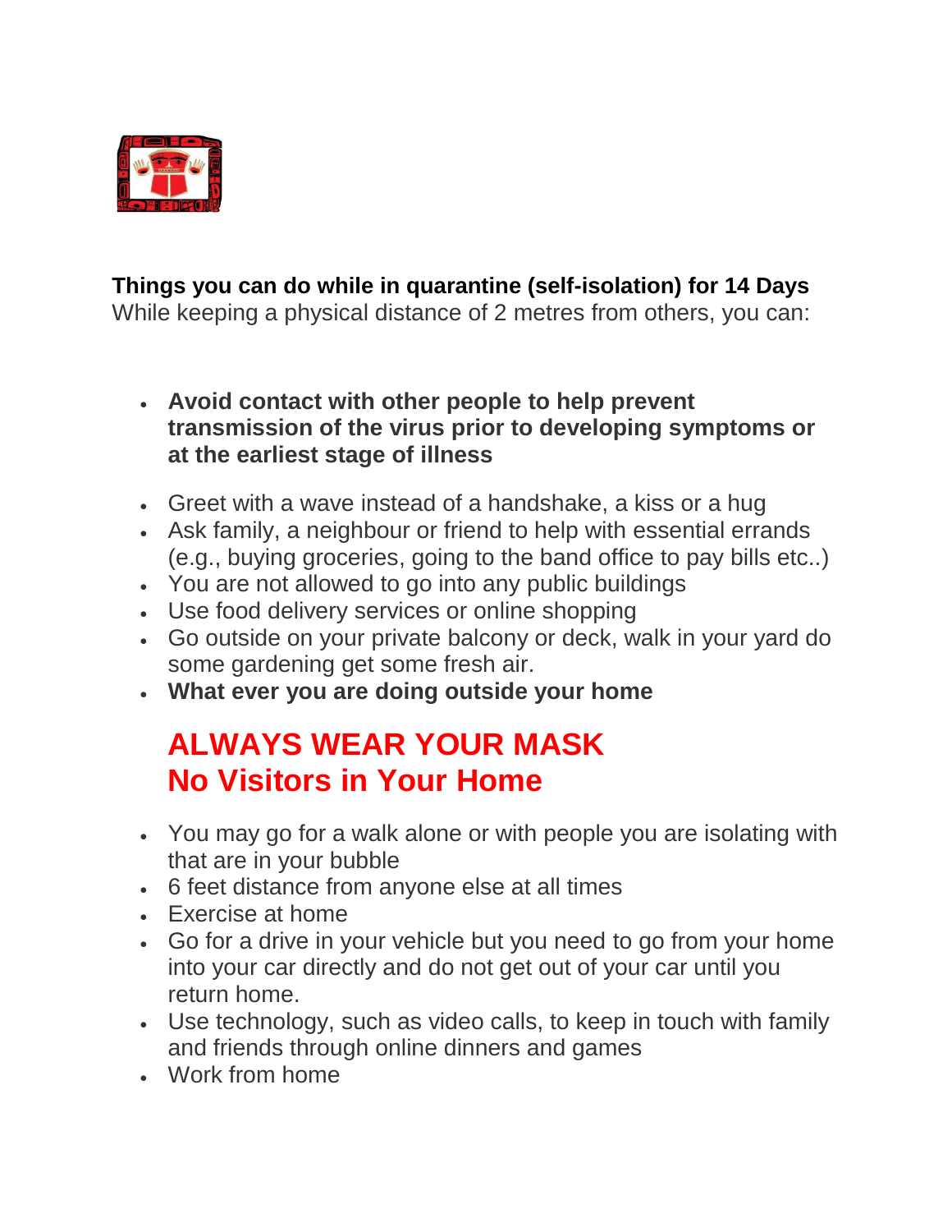**Things you can do while in quarantine (self-isolation) for 14 Days**
While keeping a physical distance of 2 metres from others, you can:

- **Avoid contact with other people to help prevent transmission of the virus prior to developing symptoms or at the earliest stage of illness**

- Greet with a wave instead of a handshake, a kiss or a hug
- Ask family, a neighbour or friend to help with essential errands (e.g., buying groceries, going to the band office to pay bills etc..)
- You are not allowed to go into any public buildings
- Use food delivery services or online shopping
- Go outside on your private balcony or deck, walk in your yard do some gardening get some fresh air.
- **What ever you are doing outside your home**

## ALWAYS WEAR YOUR MASK
## No Visitors in Your Home

- You may go for a walk alone or with people you are isolating with that are in your bubble
- 6 feet distance from anyone else at all times
- Exercise at home
- Go for a drive in your vehicle but you need to go from your home into your car directly and do not get out of your car until you return home.
- Use technology, such as video calls, to keep in touch with family and friends through online dinners and games
- Work from home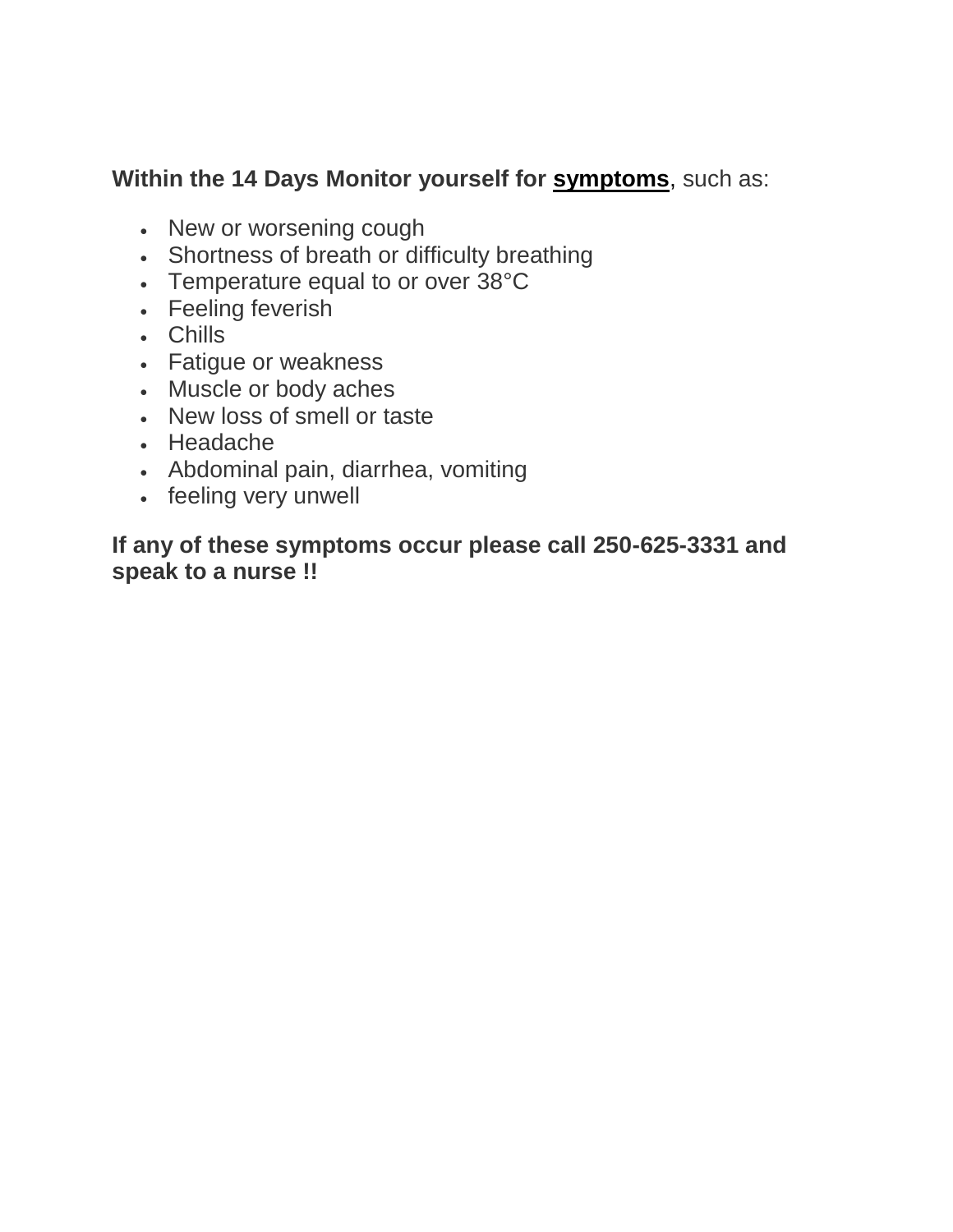**Within the 14 Days Monitor yourself for symptoms**, such as:

- New or worsening cough
- Shortness of breath or difficulty breathing
- Temperature equal to or over 38°C
- Feeling feverish
- Chills
- Fatigue or weakness
- Muscle or body aches
- New loss of smell or taste
- Headache
- Abdominal pain, diarrhea, vomiting
- feeling very unwell

**If any of these symptoms occur please call 250-625-3331 and speak to a nurse !!**